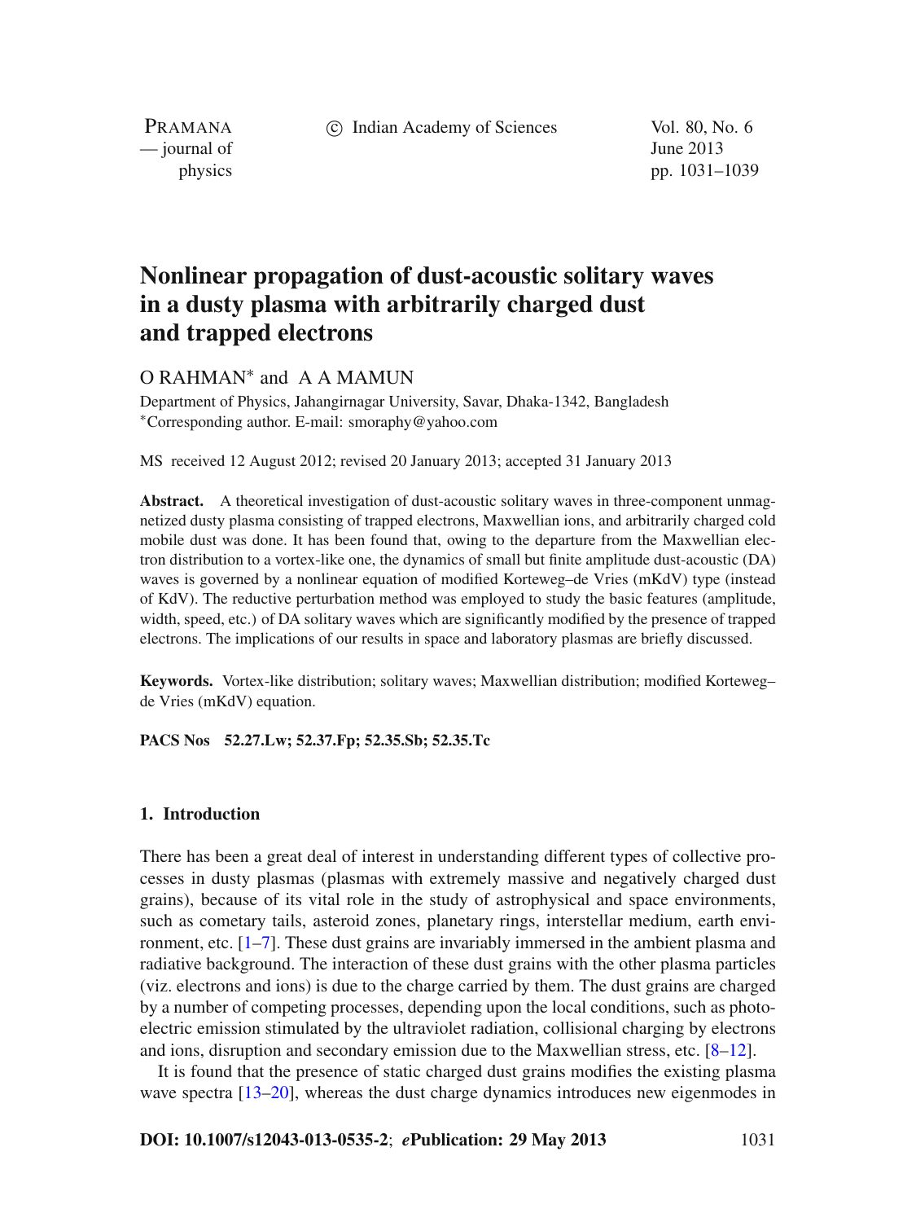# Nonlinear propagation of dust-acoustic solitary waves in a dusty plasma with arbitrarily charged dust and trapped electrons

O RAHMAN* and A A MAMUN

Department of Physics, Jahangirnagar University, Savar, Dhaka-1342, Bangladesh
*Corresponding author. E-mail: smoraphy@yahoo.com

MS received 12 August 2012; revised 20 January 2013; accepted 31 January 2013

**Abstract.** A theoretical investigation of dust-acoustic solitary waves in three-component unmagnetized dusty plasma consisting of trapped electrons, Maxwellian ions, and arbitrarily charged cold mobile dust was done. It has been found that, owing to the departure from the Maxwellian electron distribution to a vortex-like one, the dynamics of small but finite amplitude dust-acoustic (DA) waves is governed by a nonlinear equation of modified Korteweg–de Vries (mKdV) type (instead of KdV). The reductive perturbation method was employed to study the basic features (amplitude, width, speed, etc.) of DA solitary waves which are significantly modified by the presence of trapped electrons. The implications of our results in space and laboratory plasmas are briefly discussed.

**Keywords.** Vortex-like distribution; solitary waves; Maxwellian distribution; modified Korteweg–de Vries (mKdV) equation.

**PACS Nos** 52.27.Lw; 52.37.Fp; 52.35.Sb; 52.35.Tc

## 1. Introduction

There has been a great deal of interest in understanding different types of collective processes in dusty plasmas (plasmas with extremely massive and negatively charged dust grains), because of its vital role in the study of astrophysical and space environments, such as cometary tails, asteroid zones, planetary rings, interstellar medium, earth environment, etc. [1–7]. These dust grains are invariably immersed in the ambient plasma and radiative background. The interaction of these dust grains with the other plasma particles (viz. electrons and ions) is due to the charge carried by them. The dust grains are charged by a number of competing processes, depending upon the local conditions, such as photoelectric emission stimulated by the ultraviolet radiation, collisional charging by electrons and ions, disruption and secondary emission due to the Maxwellian stress, etc. [8–12].

It is found that the presence of static charged dust grains modifies the existing plasma wave spectra [13–20], whereas the dust charge dynamics introduces new eigenmodes in

**DOI: 10.1007/s12043-013-0535-2**; ***e*Publication: 29 May 2013**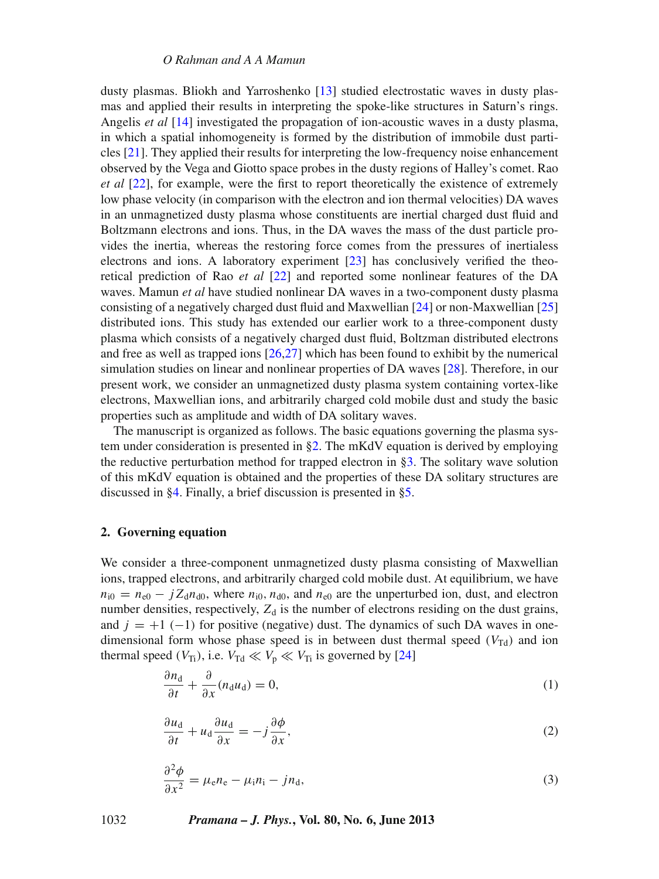dusty plasmas. Bliokh and Yarroshenko [13] studied electrostatic waves in dusty plasmas and applied their results in interpreting the spoke-like structures in Saturn's rings. Angelis *et al* [14] investigated the propagation of ion-acoustic waves in a dusty plasma, in which a spatial inhomogeneity is formed by the distribution of immobile dust particles [21]. They applied their results for interpreting the low-frequency noise enhancement observed by the Vega and Giotto space probes in the dusty regions of Halley's comet. Rao *et al* [22], for example, were the first to report theoretically the existence of extremely low phase velocity (in comparison with the electron and ion thermal velocities) DA waves in an unmagnetized dusty plasma whose constituents are inertial charged dust fluid and Boltzmann electrons and ions. Thus, in the DA waves the mass of the dust particle provides the inertia, whereas the restoring force comes from the pressures of inertialess electrons and ions. A laboratory experiment [23] has conclusively verified the theoretical prediction of Rao *et al* [22] and reported some nonlinear features of the DA waves. Mamun *et al* have studied nonlinear DA waves in a two-component dusty plasma consisting of a negatively charged dust fluid and Maxwellian [24] or non-Maxwellian [25] distributed ions. This study has extended our earlier work to a three-component dusty plasma which consists of a negatively charged dust fluid, Boltzman distributed electrons and free as well as trapped ions [26,27] which has been found to exhibit by the numerical simulation studies on linear and nonlinear properties of DA waves [28]. Therefore, in our present work, we consider an unmagnetized dusty plasma system containing vortex-like electrons, Maxwellian ions, and arbitrarily charged cold mobile dust and study the basic properties such as amplitude and width of DA solitary waves.

The manuscript is organized as follows. The basic equations governing the plasma system under consideration is presented in §2. The mKdV equation is derived by employing the reductive perturbation method for trapped electron in §3. The solitary wave solution of this mKdV equation is obtained and the properties of these DA solitary structures are discussed in §4. Finally, a brief discussion is presented in §5.

## 2. Governing equation

We consider a three-component unmagnetized dusty plasma consisting of Maxwellian ions, trapped electrons, and arbitrarily charged cold mobile dust. At equilibrium, we have $n_{i0} = n_{e0} - jZ_d n_{d0}$, where $n_{i0}$, $n_{d0}$, and $n_{e0}$ are the unperturbed ion, dust, and electron number densities, respectively, $Z_d$ is the number of electrons residing on the dust grains, and $j = +1$ $(-1)$ for positive (negative) dust. The dynamics of such DA waves in one-dimensional form whose phase speed is in between dust thermal speed ($V_{Td}$) and ion thermal speed ($V_{Ti}$), i.e. $V_{Td} \ll V_p \ll V_{Ti}$ is governed by [24]

$$\frac{\partial n_d}{\partial t} + \frac{\partial}{\partial x}(n_d u_d) = 0, \tag{1}$$

$$\frac{\partial u_d}{\partial t} + u_d \frac{\partial u_d}{\partial x} = -j\frac{\partial \phi}{\partial x}, \tag{2}$$

$$\frac{\partial^2 \phi}{\partial x^2} = \mu_e n_e - \mu_i n_i - j n_d, \tag{3}$$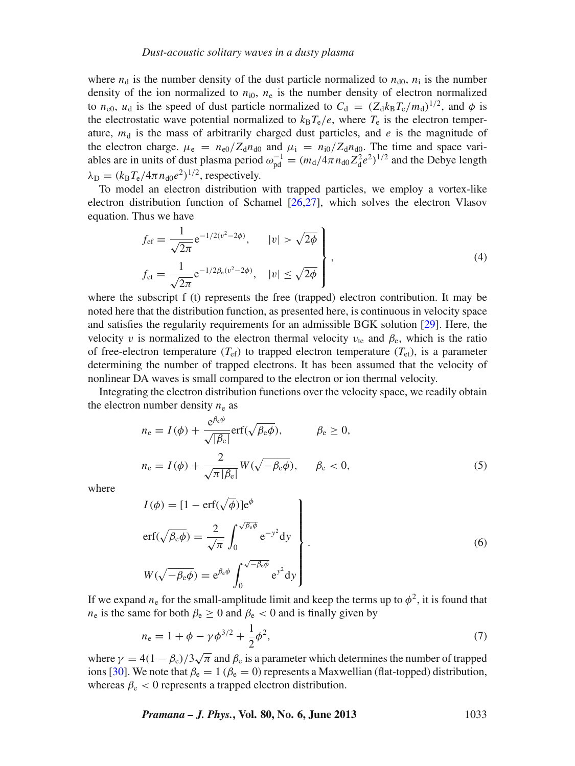where $n_\mathrm{d}$ is the number density of the dust particle normalized to $n_{\mathrm{d}0}$, $n_\mathrm{i}$ is the number density of the ion normalized to $n_{\mathrm{i}0}$, $n_\mathrm{e}$ is the number density of electron normalized to $n_{\mathrm{e}0}$, $u_\mathrm{d}$ is the speed of dust particle normalized to $C_\mathrm{d} = (Z_\mathrm{d} k_\mathrm{B} T_\mathrm{e}/m_\mathrm{d})^{1/2}$, and $\phi$ is the electrostatic wave potential normalized to $k_\mathrm{B} T_\mathrm{e}/e$, where $T_\mathrm{e}$ is the electron temperature, $m_\mathrm{d}$ is the mass of arbitrarily charged dust particles, and $e$ is the magnitude of the electron charge. $\mu_\mathrm{e} = n_{\mathrm{e}0}/Z_\mathrm{d} n_{\mathrm{d}0}$ and $\mu_\mathrm{i} = n_{\mathrm{i}0}/Z_\mathrm{d} n_{\mathrm{d}0}$. The time and space variables are in units of dust plasma period $\omega_{\mathrm{pd}}^{-1} = (m_\mathrm{d}/4\pi n_{\mathrm{d}0} Z_\mathrm{d}^2 e^2)^{1/2}$ and the Debye length $\lambda_\mathrm{D} = (k_\mathrm{B} T_\mathrm{e}/4\pi n_{\mathrm{d}0} e^2)^{1/2}$, respectively.

To model an electron distribution with trapped particles, we employ a vortex-like electron distribution function of Schamel [26,27], which solves the electron Vlasov equation. Thus we have

$$
\left.
\begin{aligned}
f_{\mathrm{ef}} &= \frac{1}{\sqrt{2\pi}} \mathrm{e}^{-1/2(v^2 - 2\phi)}, \qquad |v| > \sqrt{2\phi} \\
f_{\mathrm{et}} &= \frac{1}{\sqrt{2\pi}} \mathrm{e}^{-1/2\beta_\mathrm{e}(v^2 - 2\phi)}, \quad |v| \le \sqrt{2\phi}
\end{aligned}
\right\}, \tag{4}
$$

where the subscript f (t) represents the free (trapped) electron contribution. It may be noted here that the distribution function, as presented here, is continuous in velocity space and satisfies the regularity requirements for an admissible BGK solution [29]. Here, the velocity $v$ is normalized to the electron thermal velocity $v_{\mathrm{te}}$ and $\beta_\mathrm{e}$, which is the ratio of free-electron temperature ($T_{\mathrm{ef}}$) to trapped electron temperature ($T_{\mathrm{et}}$), is a parameter determining the number of trapped electrons. It has been assumed that the velocity of nonlinear DA waves is small compared to the electron or ion thermal velocity.

Integrating the electron distribution functions over the velocity space, we readily obtain the electron number density $n_\mathrm{e}$ as

$$
\begin{aligned}
n_\mathrm{e} &= I(\phi) + \frac{\mathrm{e}^{\beta_\mathrm{e}\phi}}{\sqrt{|\beta_\mathrm{e}|}} \mathrm{erf}(\sqrt{\beta_\mathrm{e}\phi}), \qquad \beta_\mathrm{e} \ge 0, \\
n_\mathrm{e} &= I(\phi) + \frac{2}{\sqrt{\pi |\beta_\mathrm{e}|}} W(\sqrt{-\beta_\mathrm{e}\phi}), \qquad \beta_\mathrm{e} < 0,
\end{aligned} \tag{5}
$$

where

$$
\left.
\begin{aligned}
I(\phi) &= [1 - \mathrm{erf}(\sqrt{\phi})]\mathrm{e}^{\phi} \\
\mathrm{erf}(\sqrt{\beta_\mathrm{e}\phi}) &= \frac{2}{\sqrt{\pi}} \int_0^{\sqrt{\beta_\mathrm{e}\phi}} \mathrm{e}^{-y^2} \mathrm{d}y \\
W(\sqrt{-\beta_\mathrm{e}\phi}) &= \mathrm{e}^{\beta_\mathrm{e}\phi} \int_0^{\sqrt{-\beta_\mathrm{e}\phi}} \mathrm{e}^{y^2} \mathrm{d}y
\end{aligned}
\right\}. \tag{6}
$$

If we expand $n_\mathrm{e}$ for the small-amplitude limit and keep the terms up to $\phi^2$, it is found that $n_\mathrm{e}$ is the same for both $\beta_\mathrm{e} \ge 0$ and $\beta_\mathrm{e} < 0$ and is finally given by

$$
n_\mathrm{e} = 1 + \phi - \gamma \phi^{3/2} + \frac{1}{2}\phi^2, \tag{7}
$$

where $\gamma = 4(1 - \beta_\mathrm{e})/3\sqrt{\pi}$ and $\beta_\mathrm{e}$ is a parameter which determines the number of trapped ions [30]. We note that $\beta_\mathrm{e} = 1$ ($\beta_\mathrm{e} = 0$) represents a Maxwellian (flat-topped) distribution, whereas $\beta_\mathrm{e} < 0$ represents a trapped electron distribution.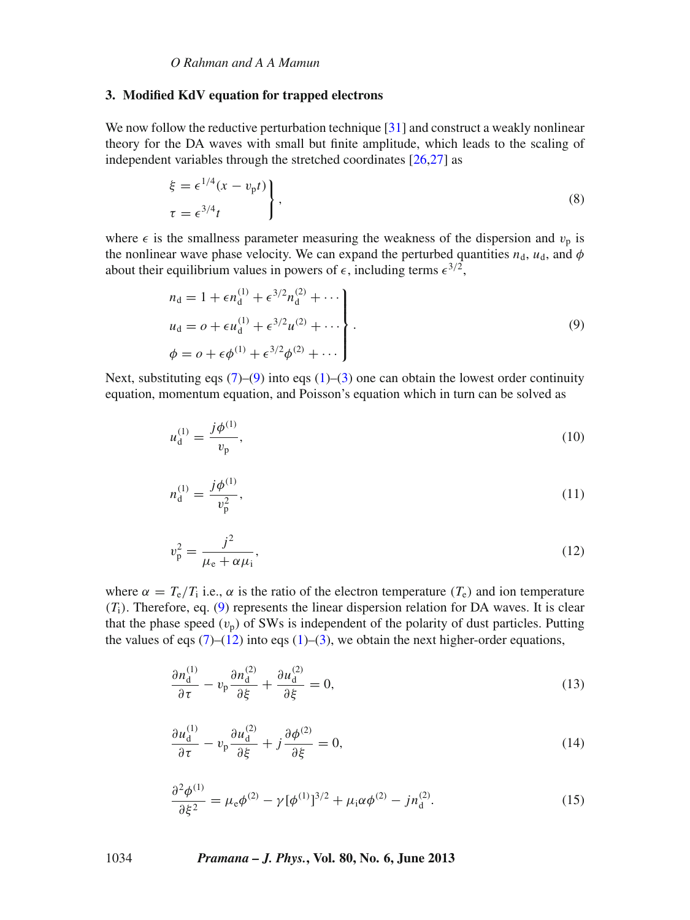## 3. Modified KdV equation for trapped electrons

We now follow the reductive perturbation technique [31] and construct a weakly nonlinear theory for the DA waves with small but finite amplitude, which leads to the scaling of independent variables through the stretched coordinates [26,27] as

$$\left.\begin{aligned} \xi &= \epsilon^{1/4}(x - v_{\mathrm{p}}t) \\ \tau &= \epsilon^{3/4}t \end{aligned}\right\}, \tag{8}$$

where $\epsilon$ is the smallness parameter measuring the weakness of the dispersion and $v_{\mathrm{p}}$ is the nonlinear wave phase velocity. We can expand the perturbed quantities $n_{\mathrm{d}}$, $u_{\mathrm{d}}$, and $\phi$ about their equilibrium values in powers of $\epsilon$, including terms $\epsilon^{3/2}$,

$$\left.\begin{aligned} n_{\mathrm{d}} &= 1 + \epsilon n_{\mathrm{d}}^{(1)} + \epsilon^{3/2} n_{\mathrm{d}}^{(2)} + \cdots \\ u_{\mathrm{d}} &= o + \epsilon u_{\mathrm{d}}^{(1)} + \epsilon^{3/2} u^{(2)} + \cdots \\ \phi &= o + \epsilon \phi^{(1)} + \epsilon^{3/2} \phi^{(2)} + \cdots \end{aligned}\right\}. \tag{9}$$

Next, substituting eqs (7)–(9) into eqs (1)–(3) one can obtain the lowest order continuity equation, momentum equation, and Poisson's equation which in turn can be solved as

$$u_{\mathrm{d}}^{(1)} = \frac{j\phi^{(1)}}{v_{\mathrm{p}}}, \tag{10}$$

$$n_{\mathrm{d}}^{(1)} = \frac{j\phi^{(1)}}{v_{\mathrm{p}}^2}, \tag{11}$$

$$v_{\mathrm{p}}^2 = \frac{j^2}{\mu_{\mathrm{e}} + \alpha\mu_{\mathrm{i}}}, \tag{12}$$

where $\alpha = T_{\mathrm{e}}/T_{\mathrm{i}}$ i.e., $\alpha$ is the ratio of the electron temperature ($T_{\mathrm{e}}$) and ion temperature ($T_{\mathrm{i}}$). Therefore, eq. (9) represents the linear dispersion relation for DA waves. It is clear that the phase speed ($v_{\mathrm{p}}$) of SWs is independent of the polarity of dust particles. Putting the values of eqs (7)–(12) into eqs (1)–(3), we obtain the next higher-order equations,

$$\frac{\partial n_{\mathrm{d}}^{(1)}}{\partial \tau} - v_{\mathrm{p}} \frac{\partial n_{\mathrm{d}}^{(2)}}{\partial \xi} + \frac{\partial u_{\mathrm{d}}^{(2)}}{\partial \xi} = 0, \tag{13}$$

$$\frac{\partial u_{\mathrm{d}}^{(1)}}{\partial \tau} - v_{\mathrm{p}} \frac{\partial u_{\mathrm{d}}^{(2)}}{\partial \xi} + j \frac{\partial \phi^{(2)}}{\partial \xi} = 0, \tag{14}$$

$$\frac{\partial^2 \phi^{(1)}}{\partial \xi^2} = \mu_{\mathrm{e}} \phi^{(2)} - \gamma [\phi^{(1)}]^{3/2} + \mu_{\mathrm{i}} \alpha \phi^{(2)} - j n_{\mathrm{d}}^{(2)}. \tag{15}$$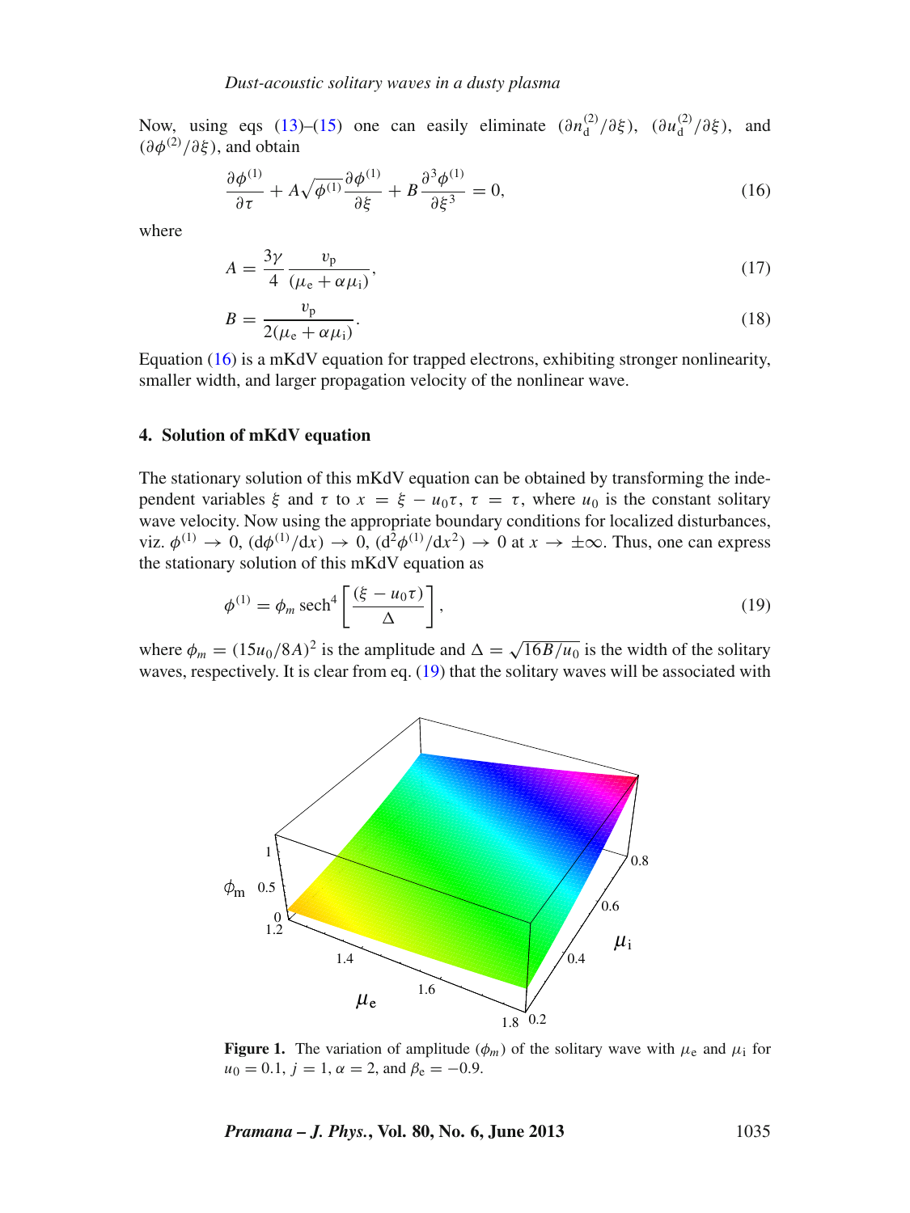Now, using eqs (13)–(15) one can easily eliminate $(\partial n_{\rm d}^{(2)}/\partial\xi)$, $(\partial u_{\rm d}^{(2)}/\partial\xi)$, and $(\partial\phi^{(2)}/\partial\xi)$, and obtain

$$\frac{\partial\phi^{(1)}}{\partial\tau} + A\sqrt{\phi^{(1)}}\frac{\partial\phi^{(1)}}{\partial\xi} + B\frac{\partial^3\phi^{(1)}}{\partial\xi^3} = 0, \tag{16}$$

where

$$A = \frac{3\gamma}{4}\frac{v_{\rm p}}{(\mu_{\rm e} + \alpha\mu_{\rm i})}, \tag{17}$$

$$B = \frac{v_{\rm p}}{2(\mu_{\rm e} + \alpha\mu_{\rm i})}. \tag{18}$$

Equation (16) is a mKdV equation for trapped electrons, exhibiting stronger nonlinearity, smaller width, and larger propagation velocity of the nonlinear wave.

## 4. Solution of mKdV equation

The stationary solution of this mKdV equation can be obtained by transforming the independent variables $\xi$ and $\tau$ to $x = \xi - u_0\tau$, $\tau = \tau$, where $u_0$ is the constant solitary wave velocity. Now using the appropriate boundary conditions for localized disturbances, viz. $\phi^{(1)} \to 0$, $({\rm d}\phi^{(1)}/{\rm d}x) \to 0$, $({\rm d}^2\phi^{(1)}/{\rm d}x^2) \to 0$ at $x \to \pm\infty$. Thus, one can express the stationary solution of this mKdV equation as

$$\phi^{(1)} = \phi_m \,{\rm sech}^4\left[\frac{(\xi - u_0\tau)}{\Delta}\right], \tag{19}$$

where $\phi_m = (15u_0/8A)^2$ is the amplitude and $\Delta = \sqrt{16B/u_0}$ is the width of the solitary waves, respectively. It is clear from eq. (19) that the solitary waves will be associated with

**Figure 1.** The variation of amplitude ($\phi_m$) of the solitary wave with $\mu_{\rm e}$ and $\mu_{\rm i}$ for $u_0 = 0.1$, $j = 1$, $\alpha = 2$, and $\beta_{\rm e} = -0.9$.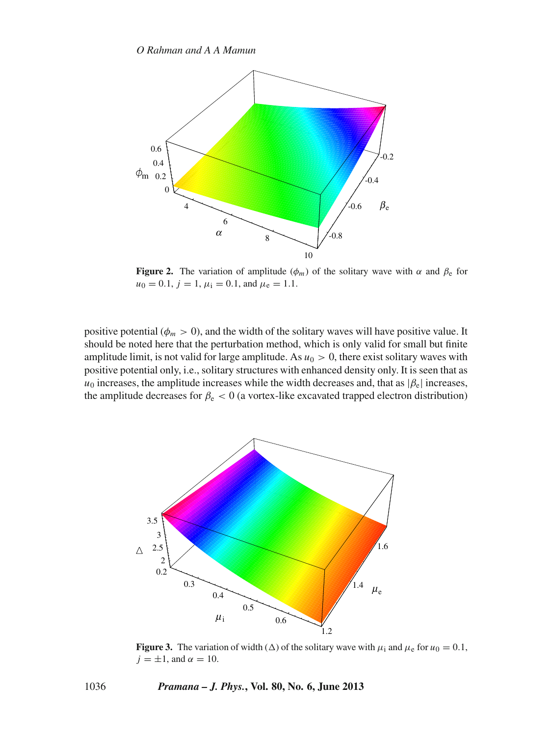**Figure 2.** The variation of amplitude ($\phi_m$) of the solitary wave with $\alpha$ and $\beta_e$ for $u_0 = 0.1$, $j = 1$, $\mu_i = 0.1$, and $\mu_e = 1.1$.

positive potential ($\phi_m > 0$), and the width of the solitary waves will have positive value. It should be noted here that the perturbation method, which is only valid for small but finite amplitude limit, is not valid for large amplitude. As $u_0 > 0$, there exist solitary waves with positive potential only, i.e., solitary structures with enhanced density only. It is seen that as $u_0$ increases, the amplitude increases while the width decreases and, that as $|\beta_e|$ increases, the amplitude decreases for $\beta_e < 0$ (a vortex-like excavated trapped electron distribution)

**Figure 3.** The variation of width ($\Delta$) of the solitary wave with $\mu_i$ and $\mu_e$ for $u_0 = 0.1$, $j = \pm 1$, and $\alpha = 10$.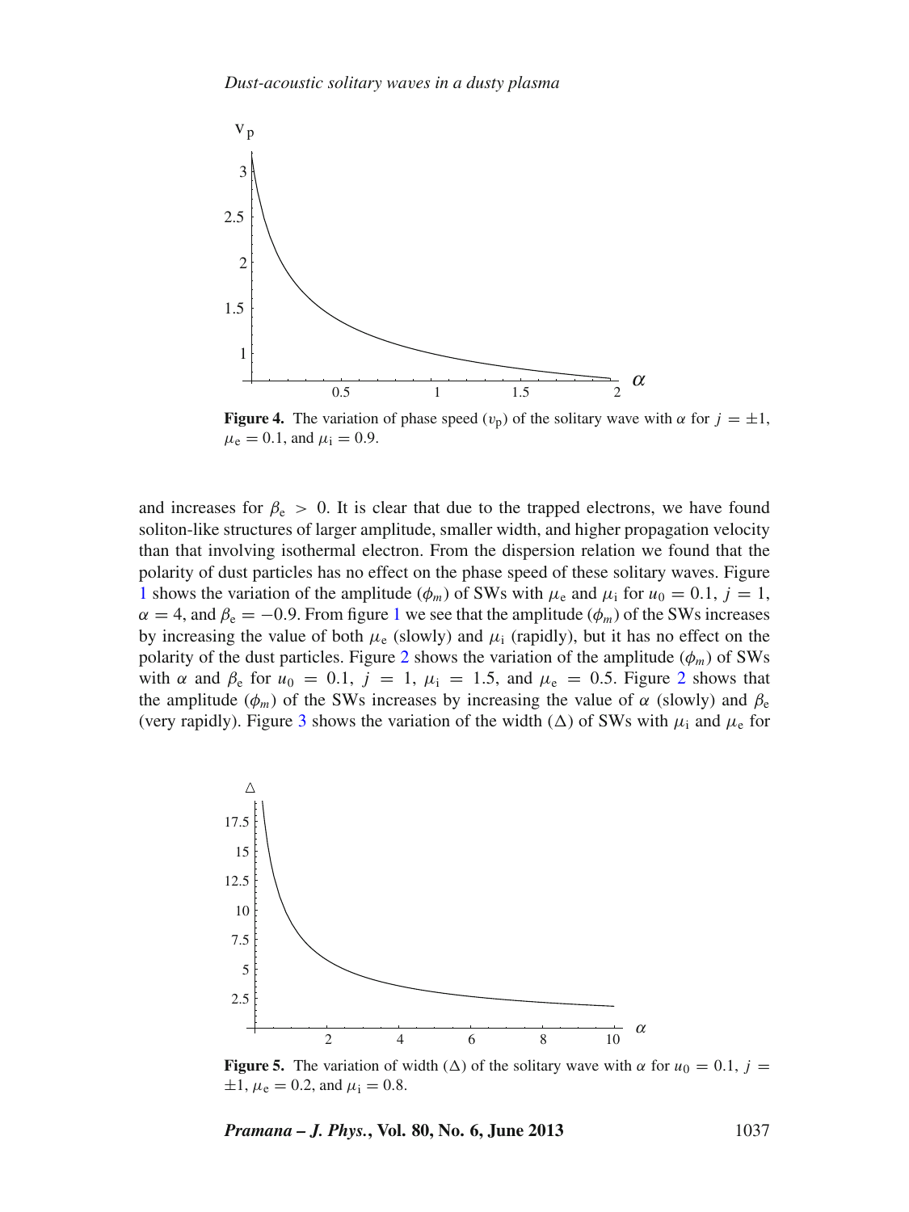**Figure 4.** The variation of phase speed ($v_p$) of the solitary wave with $\alpha$ for $j = \pm 1$, $\mu_e = 0.1$, and $\mu_i = 0.9$.

and increases for $\beta_e > 0$. It is clear that due to the trapped electrons, we have found soliton-like structures of larger amplitude, smaller width, and higher propagation velocity than that involving isothermal electron. From the dispersion relation we found that the polarity of dust particles has no effect on the phase speed of these solitary waves. Figure 1 shows the variation of the amplitude ($\phi_m$) of SWs with $\mu_e$ and $\mu_i$ for $u_0 = 0.1$, $j = 1$, $\alpha = 4$, and $\beta_e = -0.9$. From figure 1 we see that the amplitude ($\phi_m$) of the SWs increases by increasing the value of both $\mu_e$ (slowly) and $\mu_i$ (rapidly), but it has no effect on the polarity of the dust particles. Figure 2 shows the variation of the amplitude ($\phi_m$) of SWs with $\alpha$ and $\beta_e$ for $u_0 = 0.1$, $j = 1$, $\mu_i = 1.5$, and $\mu_e = 0.5$. Figure 2 shows that the amplitude ($\phi_m$) of the SWs increases by increasing the value of $\alpha$ (slowly) and $\beta_e$ (very rapidly). Figure 3 shows the variation of the width ($\Delta$) of SWs with $\mu_i$ and $\mu_e$ for

**Figure 5.** The variation of width ($\Delta$) of the solitary wave with $\alpha$ for $u_0 = 0.1$, $j = \pm 1$, $\mu_e = 0.2$, and $\mu_i = 0.8$.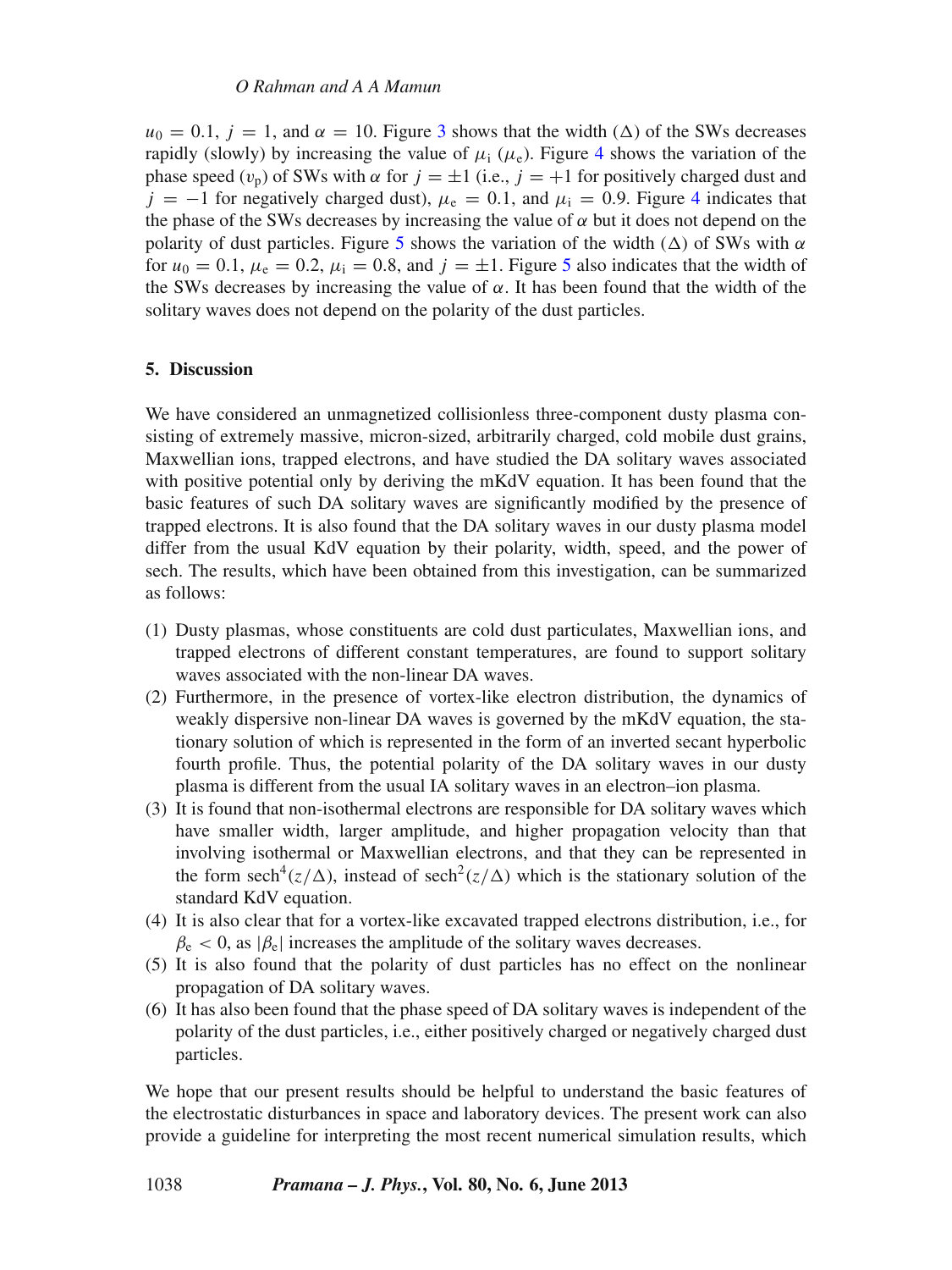$u_0 = 0.1$, $j = 1$, and $\alpha = 10$. Figure 3 shows that the width ($\Delta$) of the SWs decreases rapidly (slowly) by increasing the value of $\mu_i$ ($\mu_e$). Figure 4 shows the variation of the phase speed ($v_p$) of SWs with $\alpha$ for $j = \pm 1$ (i.e., $j = +1$ for positively charged dust and $j = -1$ for negatively charged dust), $\mu_e = 0.1$, and $\mu_i = 0.9$. Figure 4 indicates that the phase of the SWs decreases by increasing the value of $\alpha$ but it does not depend on the polarity of dust particles. Figure 5 shows the variation of the width ($\Delta$) of SWs with $\alpha$ for $u_0 = 0.1$, $\mu_e = 0.2$, $\mu_i = 0.8$, and $j = \pm 1$. Figure 5 also indicates that the width of the SWs decreases by increasing the value of $\alpha$. It has been found that the width of the solitary waves does not depend on the polarity of the dust particles.

## 5. Discussion

We have considered an unmagnetized collisionless three-component dusty plasma consisting of extremely massive, micron-sized, arbitrarily charged, cold mobile dust grains, Maxwellian ions, trapped electrons, and have studied the DA solitary waves associated with positive potential only by deriving the mKdV equation. It has been found that the basic features of such DA solitary waves are significantly modified by the presence of trapped electrons. It is also found that the DA solitary waves in our dusty plasma model differ from the usual KdV equation by their polarity, width, speed, and the power of sech. The results, which have been obtained from this investigation, can be summarized as follows:

(1) Dusty plasmas, whose constituents are cold dust particulates, Maxwellian ions, and trapped electrons of different constant temperatures, are found to support solitary waves associated with the non-linear DA waves.
(2) Furthermore, in the presence of vortex-like electron distribution, the dynamics of weakly dispersive non-linear DA waves is governed by the mKdV equation, the stationary solution of which is represented in the form of an inverted secant hyperbolic fourth profile. Thus, the potential polarity of the DA solitary waves in our dusty plasma is different from the usual IA solitary waves in an electron–ion plasma.
(3) It is found that non-isothermal electrons are responsible for DA solitary waves which have smaller width, larger amplitude, and higher propagation velocity than that involving isothermal or Maxwellian electrons, and that they can be represented in the form $\mathrm{sech}^4(z/\Delta)$, instead of $\mathrm{sech}^2(z/\Delta)$ which is the stationary solution of the standard KdV equation.
(4) It is also clear that for a vortex-like excavated trapped electrons distribution, i.e., for $\beta_e < 0$, as $|\beta_e|$ increases the amplitude of the solitary waves decreases.
(5) It is also found that the polarity of dust particles has no effect on the nonlinear propagation of DA solitary waves.
(6) It has also been found that the phase speed of DA solitary waves is independent of the polarity of the dust particles, i.e., either positively charged or negatively charged dust particles.

We hope that our present results should be helpful to understand the basic features of the electrostatic disturbances in space and laboratory devices. The present work can also provide a guideline for interpreting the most recent numerical simulation results, which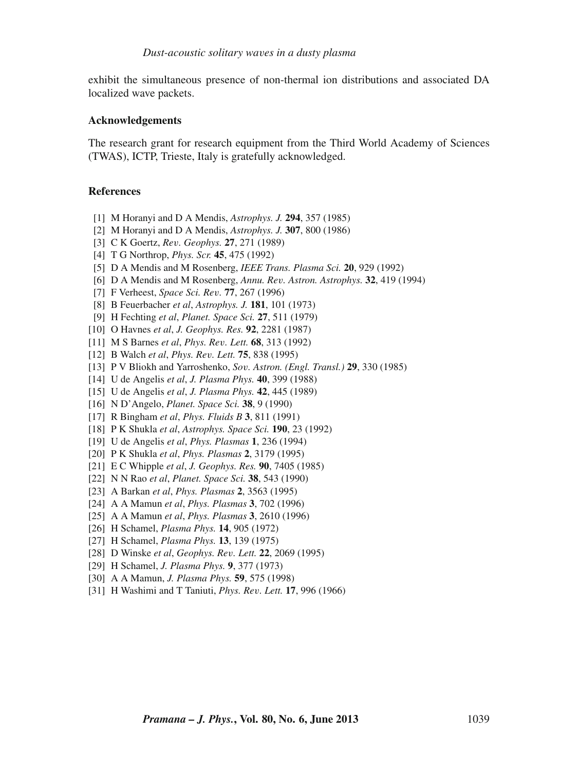exhibit the simultaneous presence of non-thermal ion distributions and associated DA localized wave packets.

### Acknowledgements

The research grant for research equipment from the Third World Academy of Sciences (TWAS), ICTP, Trieste, Italy is gratefully acknowledged.

### References

[1] M Horanyi and D A Mendis, *Astrophys. J.* **294**, 357 (1985)
[2] M Horanyi and D A Mendis, *Astrophys. J.* **307**, 800 (1986)
[3] C K Goertz, *Rev. Geophys.* **27**, 271 (1989)
[4] T G Northrop, *Phys. Scr.* **45**, 475 (1992)
[5] D A Mendis and M Rosenberg, *IEEE Trans. Plasma Sci.* **20**, 929 (1992)
[6] D A Mendis and M Rosenberg, *Annu. Rev. Astron. Astrophys.* **32**, 419 (1994)
[7] F Verheest, *Space Sci. Rev.* **77**, 267 (1996)
[8] B Feuerbacher *et al*, *Astrophys. J.* **181**, 101 (1973)
[9] H Fechting *et al*, *Planet. Space Sci.* **27**, 511 (1979)
[10] O Havnes *et al*, *J. Geophys. Res.* **92**, 2281 (1987)
[11] M S Barnes *et al*, *Phys. Rev. Lett.* **68**, 313 (1992)
[12] B Walch *et al*, *Phys. Rev. Lett.* **75**, 838 (1995)
[13] P V Bliokh and Yarroshenko, *Sov. Astron. (Engl. Transl.)* **29**, 330 (1985)
[14] U de Angelis *et al*, *J. Plasma Phys.* **40**, 399 (1988)
[15] U de Angelis *et al*, *J. Plasma Phys.* **42**, 445 (1989)
[16] N D'Angelo, *Planet. Space Sci.* **38**, 9 (1990)
[17] R Bingham *et al*, *Phys. Fluids B* **3**, 811 (1991)
[18] P K Shukla *et al*, *Astrophys. Space Sci.* **190**, 23 (1992)
[19] U de Angelis *et al*, *Phys. Plasmas* **1**, 236 (1994)
[20] P K Shukla *et al*, *Phys. Plasmas* **2**, 3179 (1995)
[21] E C Whipple *et al*, *J. Geophys. Res.* **90**, 7405 (1985)
[22] N N Rao *et al*, *Planet. Space Sci.* **38**, 543 (1990)
[23] A Barkan *et al*, *Phys. Plasmas* **2**, 3563 (1995)
[24] A A Mamun *et al*, *Phys. Plasmas* **3**, 702 (1996)
[25] A A Mamun *et al*, *Phys. Plasmas* **3**, 2610 (1996)
[26] H Schamel, *Plasma Phys.* **14**, 905 (1972)
[27] H Schamel, *Plasma Phys.* **13**, 139 (1975)
[28] D Winske *et al*, *Geophys. Rev. Lett.* **22**, 2069 (1995)
[29] H Schamel, *J. Plasma Phys.* **9**, 377 (1973)
[30] A A Mamun, *J. Plasma Phys.* **59**, 575 (1998)
[31] H Washimi and T Taniuti, *Phys. Rev. Lett.* **17**, 996 (1966)